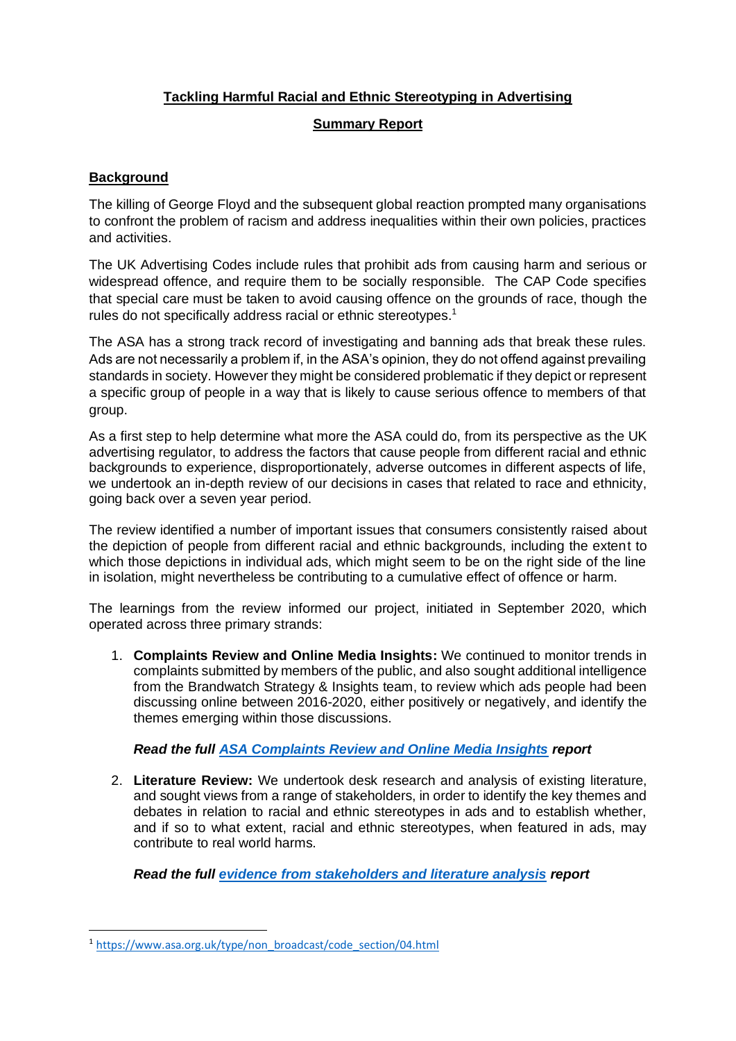# Tackling Harmful Racial and Ethnic Stereotyping in Advertising

## Summary Report

## Background

The killing of George Floyd and the subsequent global reaction prompted many organisations to confront the problem of racism and address inequalities within their own policies, practices and activities.

The UK Advertising Codes include rules that prohibit ads from causing harm and serious or widespread offence, and require them to be socially responsible. The CAP Code specifies that special care must be taken to avoid causing offence on the grounds of race, though the rules do not specifically address racial or ethnic stereotypes.[1]

The ASA has a strong track record of investigating and banning ads that break these rules. Ads are not necessarily a problem if, in the ASA's opinion, they do not offend against prevailing standards in society. However they might be considered problematic if they depict or represent a specific group of people in a way that is likely to cause serious offence to members of that group.

As a first step to help determine what more the ASA could do, from its perspective as the UK advertising regulator, to address the factors that cause people from different racial and ethnic backgrounds to experience, disproportionately, adverse outcomes in different aspects of life, we undertook an in-depth review of our decisions in cases that related to race and ethnicity, going back over a seven year period.

The review identified a number of important issues that consumers consistently raised about the depiction of people from different racial and ethnic backgrounds, including the extent to which those depictions in individual ads, which might seem to be on the right side of the line in isolation, might nevertheless be contributing to a cumulative effect of offence or harm.

The learnings from the review informed our project, initiated in September 2020, which operated across three primary strands:

1. **Complaints Review and Online Media Insights:** We continued to monitor trends in complaints submitted by members of the public, and also sought additional intelligence from the Brandwatch Strategy & Insights team, to review which ads people had been discussing online between 2016-2020, either positively or negatively, and identify the themes emerging within those discussions.

   ***Read the full ASA Complaints Review and Online Media Insights report***

2. **Literature Review:** We undertook desk research and analysis of existing literature, and sought views from a range of stakeholders, in order to identify the key themes and debates in relation to racial and ethnic stereotypes in ads and to establish whether, and if so to what extent, racial and ethnic stereotypes, when featured in ads, may contribute to real world harms.

   ***Read the full evidence from stakeholders and literature analysis report***

[1] https://www.asa.org.uk/type/non_broadcast/code_section/04.html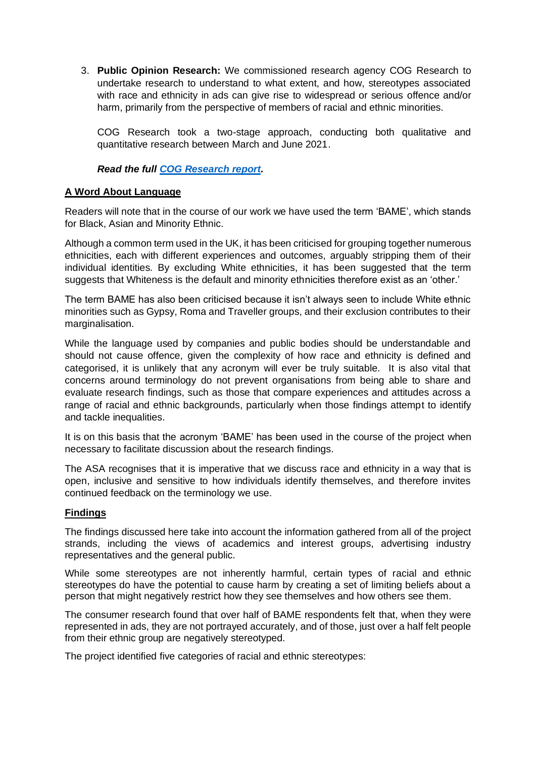3. **Public Opinion Research:** We commissioned research agency COG Research to undertake research to understand to what extent, and how, stereotypes associated with race and ethnicity in ads can give rise to widespread or serious offence and/or harm, primarily from the perspective of members of racial and ethnic minorities.

   COG Research took a two-stage approach, conducting both qualitative and quantitative research between March and June 2021.

   ***Read the full [COG Research report](COG Research report).***

**A Word About Language**

Readers will note that in the course of our work we have used the term 'BAME', which stands for Black, Asian and Minority Ethnic.

Although a common term used in the UK, it has been criticised for grouping together numerous ethnicities, each with different experiences and outcomes, arguably stripping them of their individual identities. By excluding White ethnicities, it has been suggested that the term suggests that Whiteness is the default and minority ethnicities therefore exist as an 'other.'

The term BAME has also been criticised because it isn't always seen to include White ethnic minorities such as Gypsy, Roma and Traveller groups, and their exclusion contributes to their marginalisation.

While the language used by companies and public bodies should be understandable and should not cause offence, given the complexity of how race and ethnicity is defined and categorised, it is unlikely that any acronym will ever be truly suitable. It is also vital that concerns around terminology do not prevent organisations from being able to share and evaluate research findings, such as those that compare experiences and attitudes across a range of racial and ethnic backgrounds, particularly when those findings attempt to identify and tackle inequalities.

It is on this basis that the acronym 'BAME' has been used in the course of the project when necessary to facilitate discussion about the research findings.

The ASA recognises that it is imperative that we discuss race and ethnicity in a way that is open, inclusive and sensitive to how individuals identify themselves, and therefore invites continued feedback on the terminology we use.

**Findings**

The findings discussed here take into account the information gathered from all of the project strands, including the views of academics and interest groups, advertising industry representatives and the general public.

While some stereotypes are not inherently harmful, certain types of racial and ethnic stereotypes do have the potential to cause harm by creating a set of limiting beliefs about a person that might negatively restrict how they see themselves and how others see them.

The consumer research found that over half of BAME respondents felt that, when they were represented in ads, they are not portrayed accurately, and of those, just over a half felt people from their ethnic group are negatively stereotyped.

The project identified five categories of racial and ethnic stereotypes: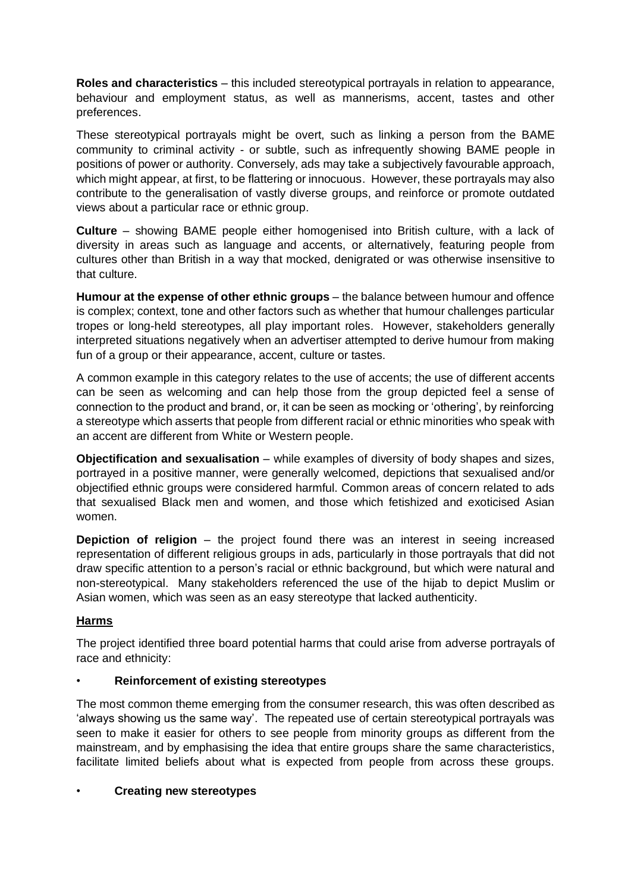**Roles and characteristics** – this included stereotypical portrayals in relation to appearance, behaviour and employment status, as well as mannerisms, accent, tastes and other preferences.

These stereotypical portrayals might be overt, such as linking a person from the BAME community to criminal activity - or subtle, such as infrequently showing BAME people in positions of power or authority. Conversely, ads may take a subjectively favourable approach, which might appear, at first, to be flattering or innocuous. However, these portrayals may also contribute to the generalisation of vastly diverse groups, and reinforce or promote outdated views about a particular race or ethnic group.

**Culture** – showing BAME people either homogenised into British culture, with a lack of diversity in areas such as language and accents, or alternatively, featuring people from cultures other than British in a way that mocked, denigrated or was otherwise insensitive to that culture.

**Humour at the expense of other ethnic groups** – the balance between humour and offence is complex; context, tone and other factors such as whether that humour challenges particular tropes or long-held stereotypes, all play important roles. However, stakeholders generally interpreted situations negatively when an advertiser attempted to derive humour from making fun of a group or their appearance, accent, culture or tastes.

A common example in this category relates to the use of accents; the use of different accents can be seen as welcoming and can help those from the group depicted feel a sense of connection to the product and brand, or, it can be seen as mocking or 'othering', by reinforcing a stereotype which asserts that people from different racial or ethnic minorities who speak with an accent are different from White or Western people.

**Objectification and sexualisation** – while examples of diversity of body shapes and sizes, portrayed in a positive manner, were generally welcomed, depictions that sexualised and/or objectified ethnic groups were considered harmful. Common areas of concern related to ads that sexualised Black men and women, and those which fetishized and exoticised Asian women.

**Depiction of religion** – the project found there was an interest in seeing increased representation of different religious groups in ads, particularly in those portrayals that did not draw specific attention to a person's racial or ethnic background, but which were natural and non-stereotypical. Many stakeholders referenced the use of the hijab to depict Muslim or Asian women, which was seen as an easy stereotype that lacked authenticity.

**Harms**

The project identified three board potential harms that could arise from adverse portrayals of race and ethnicity:

- **Reinforcement of existing stereotypes**

The most common theme emerging from the consumer research, this was often described as 'always showing us the same way'. The repeated use of certain stereotypical portrayals was seen to make it easier for others to see people from minority groups as different from the mainstream, and by emphasising the idea that entire groups share the same characteristics, facilitate limited beliefs about what is expected from people from across these groups.

- **Creating new stereotypes**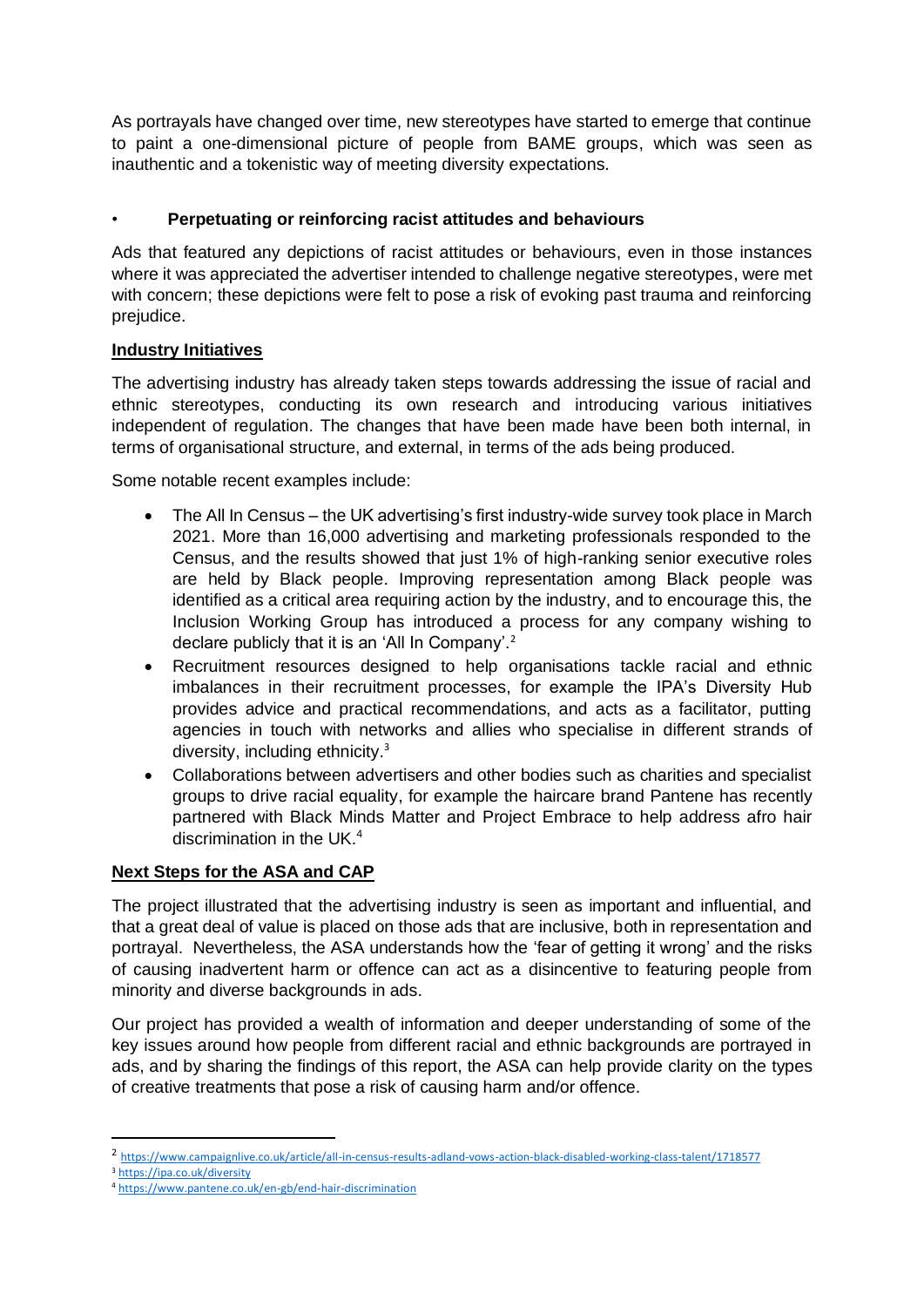As portrayals have changed over time, new stereotypes have started to emerge that continue to paint a one-dimensional picture of people from BAME groups, which was seen as inauthentic and a tokenistic way of meeting diversity expectations.

- **Perpetuating or reinforcing racist attitudes and behaviours**

Ads that featured any depictions of racist attitudes or behaviours, even in those instances where it was appreciated the advertiser intended to challenge negative stereotypes, were met with concern; these depictions were felt to pose a risk of evoking past trauma and reinforcing prejudice.

## Industry Initiatives

The advertising industry has already taken steps towards addressing the issue of racial and ethnic stereotypes, conducting its own research and introducing various initiatives independent of regulation. The changes that have been made have been both internal, in terms of organisational structure, and external, in terms of the ads being produced.

Some notable recent examples include:

- The All In Census – the UK advertising's first industry-wide survey took place in March 2021. More than 16,000 advertising and marketing professionals responded to the Census, and the results showed that just 1% of high-ranking senior executive roles are held by Black people. Improving representation among Black people was identified as a critical area requiring action by the industry, and to encourage this, the Inclusion Working Group has introduced a process for any company wishing to declare publicly that it is an 'All In Company'.[2]
- Recruitment resources designed to help organisations tackle racial and ethnic imbalances in their recruitment processes, for example the IPA's Diversity Hub provides advice and practical recommendations, and acts as a facilitator, putting agencies in touch with networks and allies who specialise in different strands of diversity, including ethnicity.[3]
- Collaborations between advertisers and other bodies such as charities and specialist groups to drive racial equality, for example the haircare brand Pantene has recently partnered with Black Minds Matter and Project Embrace to help address afro hair discrimination in the UK.[4]

## Next Steps for the ASA and CAP

The project illustrated that the advertising industry is seen as important and influential, and that a great deal of value is placed on those ads that are inclusive, both in representation and portrayal. Nevertheless, the ASA understands how the 'fear of getting it wrong' and the risks of causing inadvertent harm or offence can act as a disincentive to featuring people from minority and diverse backgrounds in ads.

Our project has provided a wealth of information and deeper understanding of some of the key issues around how people from different racial and ethnic backgrounds are portrayed in ads, and by sharing the findings of this report, the ASA can help provide clarity on the types of creative treatments that pose a risk of causing harm and/or offence.

---

[2] https://www.campaignlive.co.uk/article/all-in-census-results-adland-vows-action-black-disabled-working-class-talent/1718577

[3] https://ipa.co.uk/diversity

[4] https://www.pantene.co.uk/en-gb/end-hair-discrimination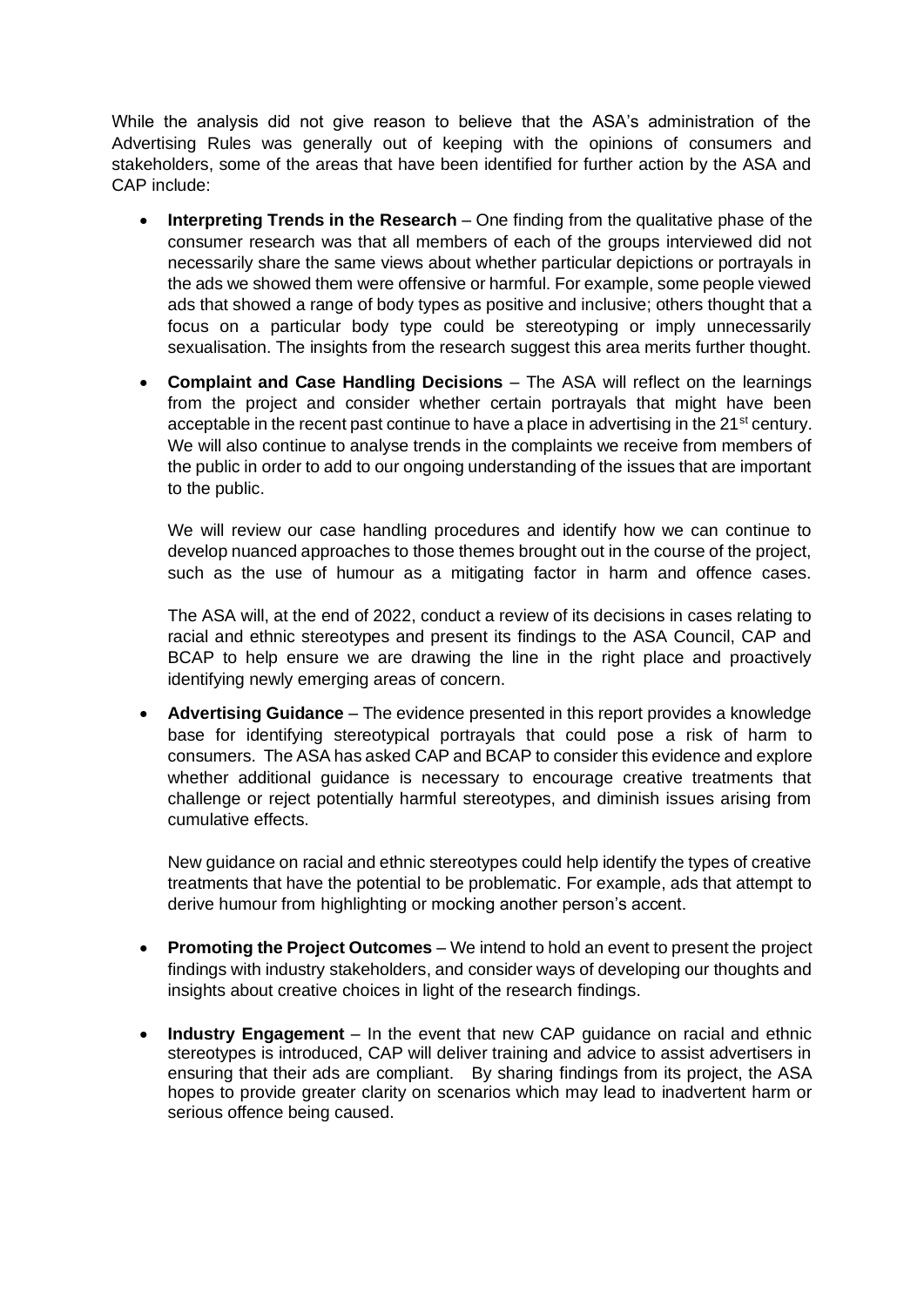While the analysis did not give reason to believe that the ASA's administration of the Advertising Rules was generally out of keeping with the opinions of consumers and stakeholders, some of the areas that have been identified for further action by the ASA and CAP include:

- **Interpreting Trends in the Research** – One finding from the qualitative phase of the consumer research was that all members of each of the groups interviewed did not necessarily share the same views about whether particular depictions or portrayals in the ads we showed them were offensive or harmful. For example, some people viewed ads that showed a range of body types as positive and inclusive; others thought that a focus on a particular body type could be stereotyping or imply unnecessarily sexualisation. The insights from the research suggest this area merits further thought.

- **Complaint and Case Handling Decisions** – The ASA will reflect on the learnings from the project and consider whether certain portrayals that might have been acceptable in the recent past continue to have a place in advertising in the 21st century. We will also continue to analyse trends in the complaints we receive from members of the public in order to add to our ongoing understanding of the issues that are important to the public.

  We will review our case handling procedures and identify how we can continue to develop nuanced approaches to those themes brought out in the course of the project, such as the use of humour as a mitigating factor in harm and offence cases.

  The ASA will, at the end of 2022, conduct a review of its decisions in cases relating to racial and ethnic stereotypes and present its findings to the ASA Council, CAP and BCAP to help ensure we are drawing the line in the right place and proactively identifying newly emerging areas of concern.

- **Advertising Guidance** – The evidence presented in this report provides a knowledge base for identifying stereotypical portrayals that could pose a risk of harm to consumers. The ASA has asked CAP and BCAP to consider this evidence and explore whether additional guidance is necessary to encourage creative treatments that challenge or reject potentially harmful stereotypes, and diminish issues arising from cumulative effects.

  New guidance on racial and ethnic stereotypes could help identify the types of creative treatments that have the potential to be problematic. For example, ads that attempt to derive humour from highlighting or mocking another person's accent.

- **Promoting the Project Outcomes** – We intend to hold an event to present the project findings with industry stakeholders, and consider ways of developing our thoughts and insights about creative choices in light of the research findings.

- **Industry Engagement** – In the event that new CAP guidance on racial and ethnic stereotypes is introduced, CAP will deliver training and advice to assist advertisers in ensuring that their ads are compliant. By sharing findings from its project, the ASA hopes to provide greater clarity on scenarios which may lead to inadvertent harm or serious offence being caused.